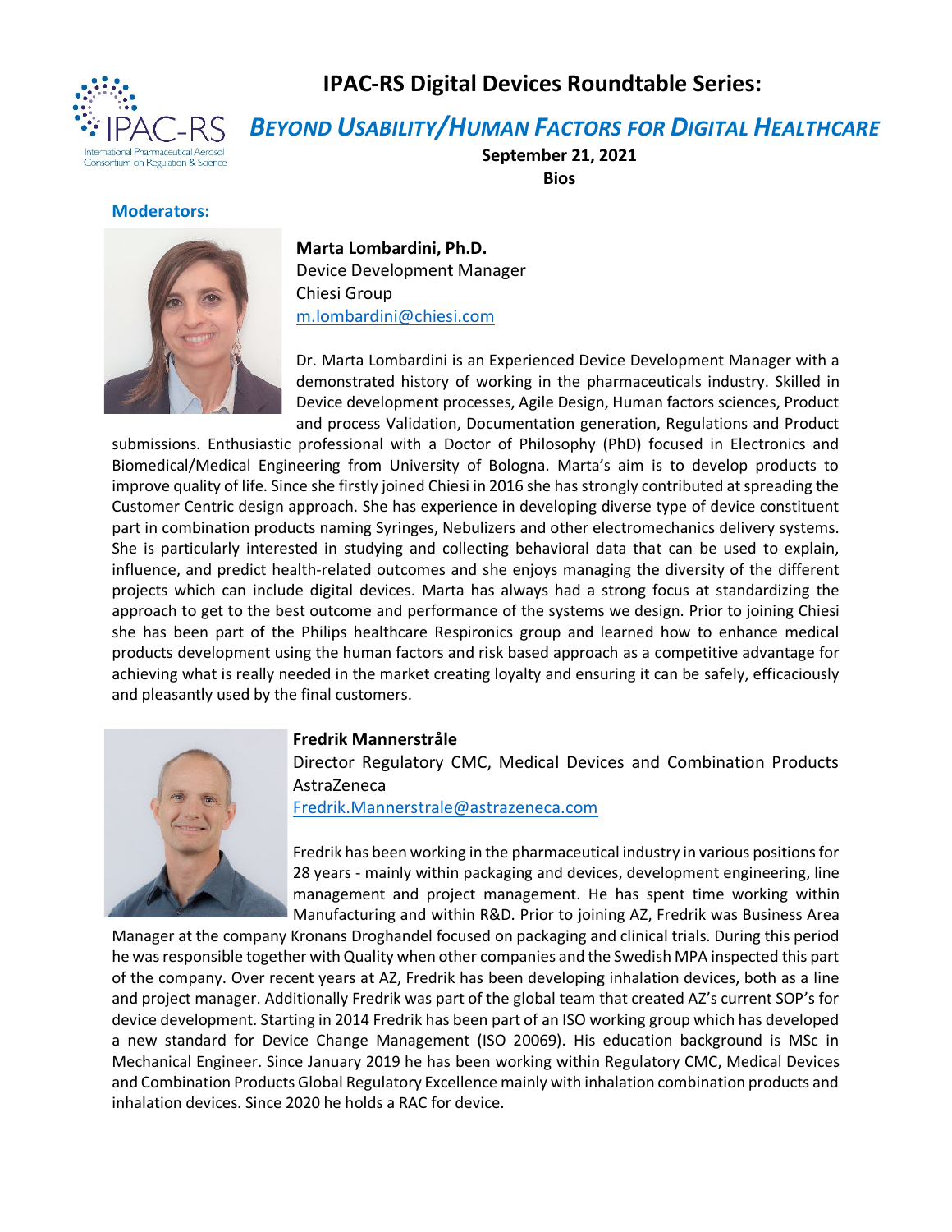# IPAC-RS Digital Devices Roundtable Series:

## *BEYOND USABILITY/HUMAN FACTORS FOR DIGITAL HEALTHCARE*

**September 21, 2021**

**Bios**

### Moderators:

**Marta Lombardini, Ph.D.**
Device Development Manager
Chiesi Group
m.lombardini@chiesi.com

Dr. Marta Lombardini is an Experienced Device Development Manager with a demonstrated history of working in the pharmaceuticals industry. Skilled in Device development processes, Agile Design, Human factors sciences, Product and process Validation, Documentation generation, Regulations and Product submissions. Enthusiastic professional with a Doctor of Philosophy (PhD) focused in Electronics and Biomedical/Medical Engineering from University of Bologna. Marta's aim is to develop products to improve quality of life. Since she firstly joined Chiesi in 2016 she has strongly contributed at spreading the Customer Centric design approach. She has experience in developing diverse type of device constituent part in combination products naming Syringes, Nebulizers and other electromechanics delivery systems. She is particularly interested in studying and collecting behavioral data that can be used to explain, influence, and predict health-related outcomes and she enjoys managing the diversity of the different projects which can include digital devices. Marta has always had a strong focus at standardizing the approach to get to the best outcome and performance of the systems we design. Prior to joining Chiesi she has been part of the Philips healthcare Respironics group and learned how to enhance medical products development using the human factors and risk based approach as a competitive advantage for achieving what is really needed in the market creating loyalty and ensuring it can be safely, efficaciously and pleasantly used by the final customers.

**Fredrik Mannerstråle**
Director Regulatory CMC, Medical Devices and Combination Products
AstraZeneca
Fredrik.Mannerstrale@astrazeneca.com

Fredrik has been working in the pharmaceutical industry in various positions for 28 years - mainly within packaging and devices, development engineering, line management and project management. He has spent time working within Manufacturing and within R&D. Prior to joining AZ, Fredrik was Business Area Manager at the company Kronans Droghandel focused on packaging and clinical trials. During this period he was responsible together with Quality when other companies and the Swedish MPA inspected this part of the company. Over recent years at AZ, Fredrik has been developing inhalation devices, both as a line and project manager. Additionally Fredrik was part of the global team that created AZ's current SOP's for device development. Starting in 2014 Fredrik has been part of an ISO working group which has developed a new standard for Device Change Management (ISO 20069). His education background is MSc in Mechanical Engineer. Since January 2019 he has been working within Regulatory CMC, Medical Devices and Combination Products Global Regulatory Excellence mainly with inhalation combination products and inhalation devices. Since 2020 he holds a RAC for device.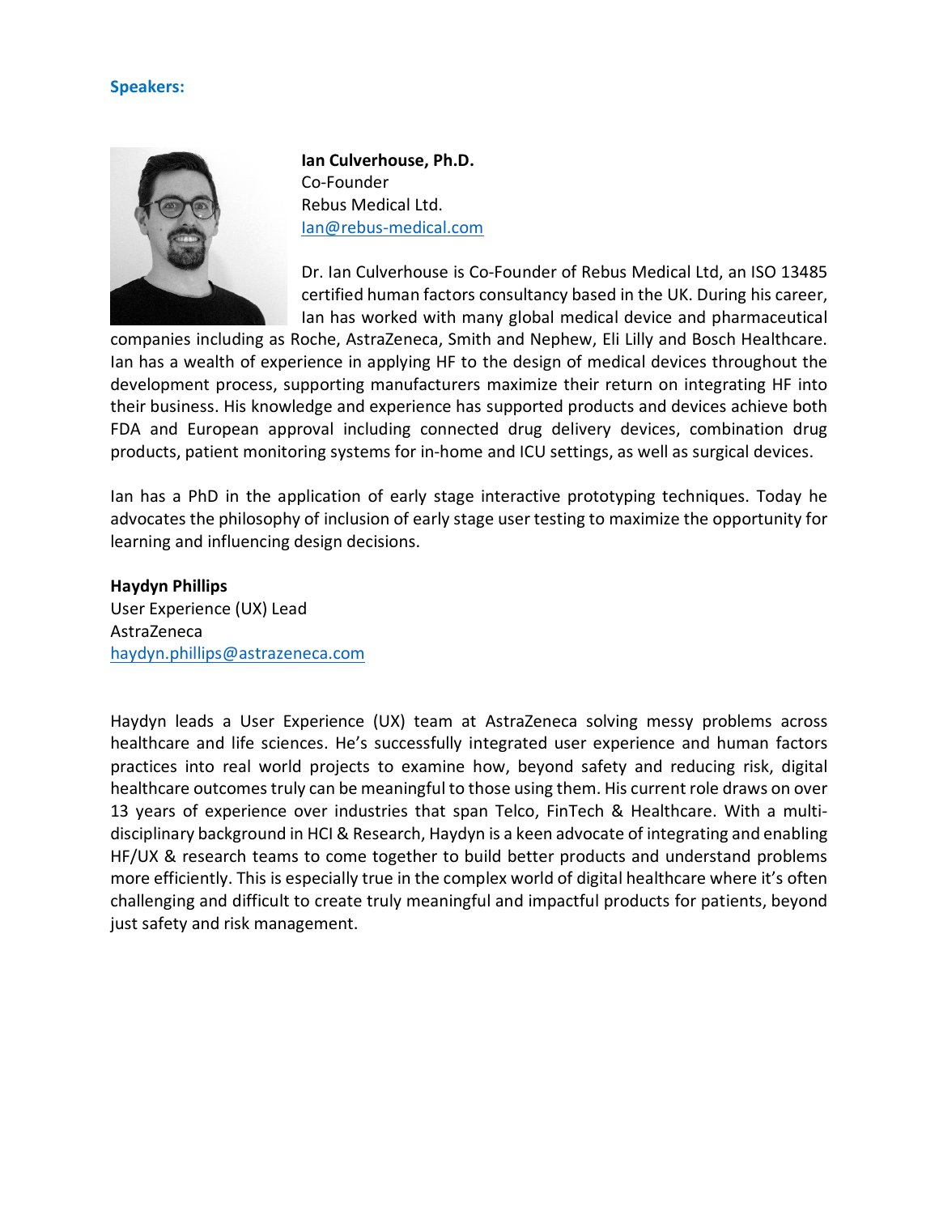### Speakers:

**Ian Culverhouse, Ph.D.**
Co-Founder
Rebus Medical Ltd.
Ian@rebus-medical.com

Dr. Ian Culverhouse is Co-Founder of Rebus Medical Ltd, an ISO 13485 certified human factors consultancy based in the UK. During his career, Ian has worked with many global medical device and pharmaceutical companies including as Roche, AstraZeneca, Smith and Nephew, Eli Lilly and Bosch Healthcare. Ian has a wealth of experience in applying HF to the design of medical devices throughout the development process, supporting manufacturers maximize their return on integrating HF into their business. His knowledge and experience has supported products and devices achieve both FDA and European approval including connected drug delivery devices, combination drug products, patient monitoring systems for in-home and ICU settings, as well as surgical devices.

Ian has a PhD in the application of early stage interactive prototyping techniques. Today he advocates the philosophy of inclusion of early stage user testing to maximize the opportunity for learning and influencing design decisions.

**Haydyn Phillips**
User Experience (UX) Lead
AstraZeneca
haydyn.phillips@astrazeneca.com

Haydyn leads a User Experience (UX) team at AstraZeneca solving messy problems across healthcare and life sciences. He's successfully integrated user experience and human factors practices into real world projects to examine how, beyond safety and reducing risk, digital healthcare outcomes truly can be meaningful to those using them. His current role draws on over 13 years of experience over industries that span Telco, FinTech & Healthcare. With a multi-disciplinary background in HCI & Research, Haydyn is a keen advocate of integrating and enabling HF/UX & research teams to come together to build better products and understand problems more efficiently. This is especially true in the complex world of digital healthcare where it's often challenging and difficult to create truly meaningful and impactful products for patients, beyond just safety and risk management.